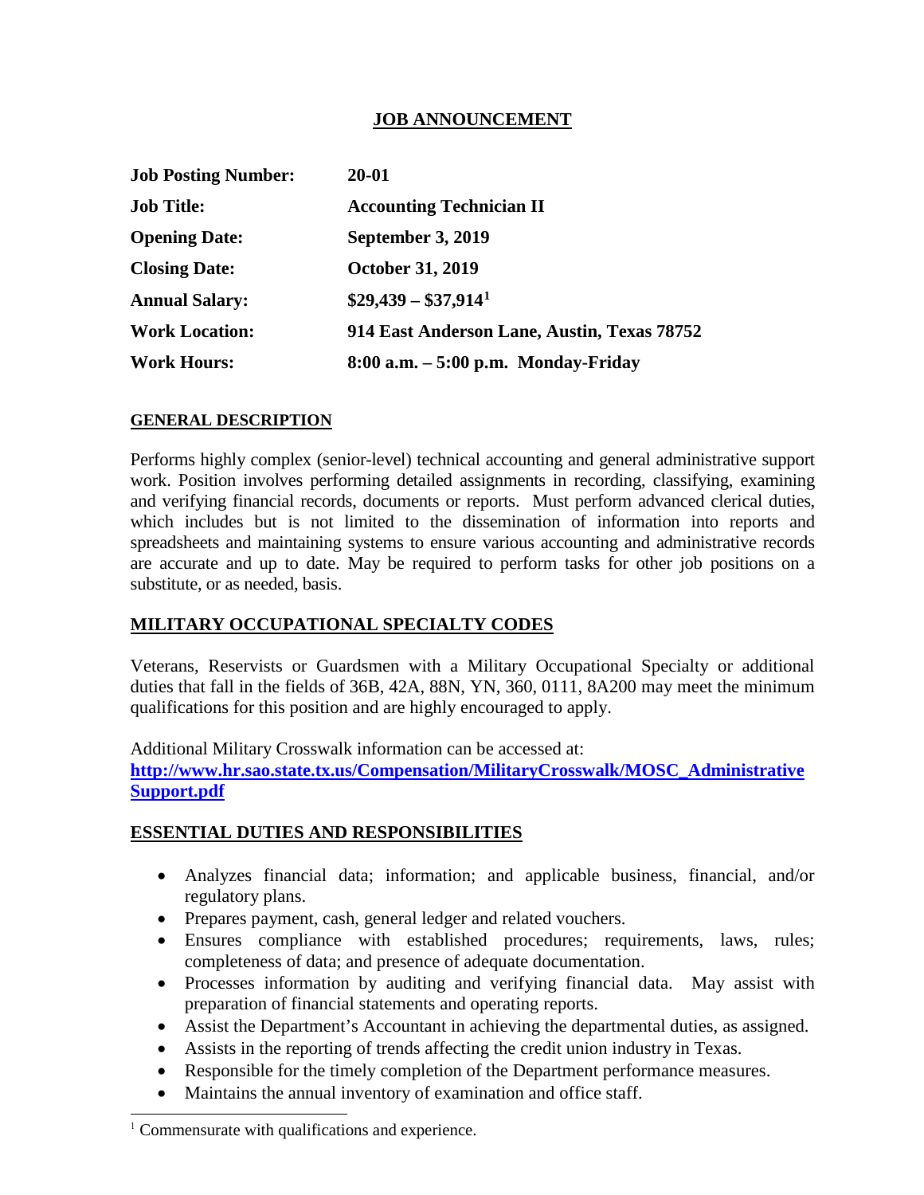# JOB ANNOUNCEMENT

| | |
|---|---|
| **Job Posting Number:** | **20-01** |
| **Job Title:** | **Accounting Technician II** |
| **Opening Date:** | **September 3, 2019** |
| **Closing Date:** | **October 31, 2019** |
| **Annual Salary:** | **$29,439 – $37,914[1]** |
| **Work Location:** | **914 East Anderson Lane, Austin, Texas 78752** |
| **Work Hours:** | **8:00 a.m. – 5:00 p.m. Monday-Friday** |

## GENERAL DESCRIPTION

Performs highly complex (senior-level) technical accounting and general administrative support work. Position involves performing detailed assignments in recording, classifying, examining and verifying financial records, documents or reports. Must perform advanced clerical duties, which includes but is not limited to the dissemination of information into reports and spreadsheets and maintaining systems to ensure various accounting and administrative records are accurate and up to date. May be required to perform tasks for other job positions on a substitute, or as needed, basis.

## MILITARY OCCUPATIONAL SPECIALTY CODES

Veterans, Reservists or Guardsmen with a Military Occupational Specialty or additional duties that fall in the fields of 36B, 42A, 88N, YN, 360, 0111, 8A200 may meet the minimum qualifications for this position and are highly encouraged to apply.

Additional Military Crosswalk information can be accessed at:
**http://www.hr.sao.state.tx.us/Compensation/MilitaryCrosswalk/MOSC_AdministrativeSupport.pdf**

## ESSENTIAL DUTIES AND RESPONSIBILITIES

- Analyzes financial data; information; and applicable business, financial, and/or regulatory plans.
- Prepares payment, cash, general ledger and related vouchers.
- Ensures compliance with established procedures; requirements, laws, rules; completeness of data; and presence of adequate documentation.
- Processes information by auditing and verifying financial data. May assist with preparation of financial statements and operating reports.
- Assist the Department's Accountant in achieving the departmental duties, as assigned.
- Assists in the reporting of trends affecting the credit union industry in Texas.
- Responsible for the timely completion of the Department performance measures.
- Maintains the annual inventory of examination and office staff.

[1] Commensurate with qualifications and experience.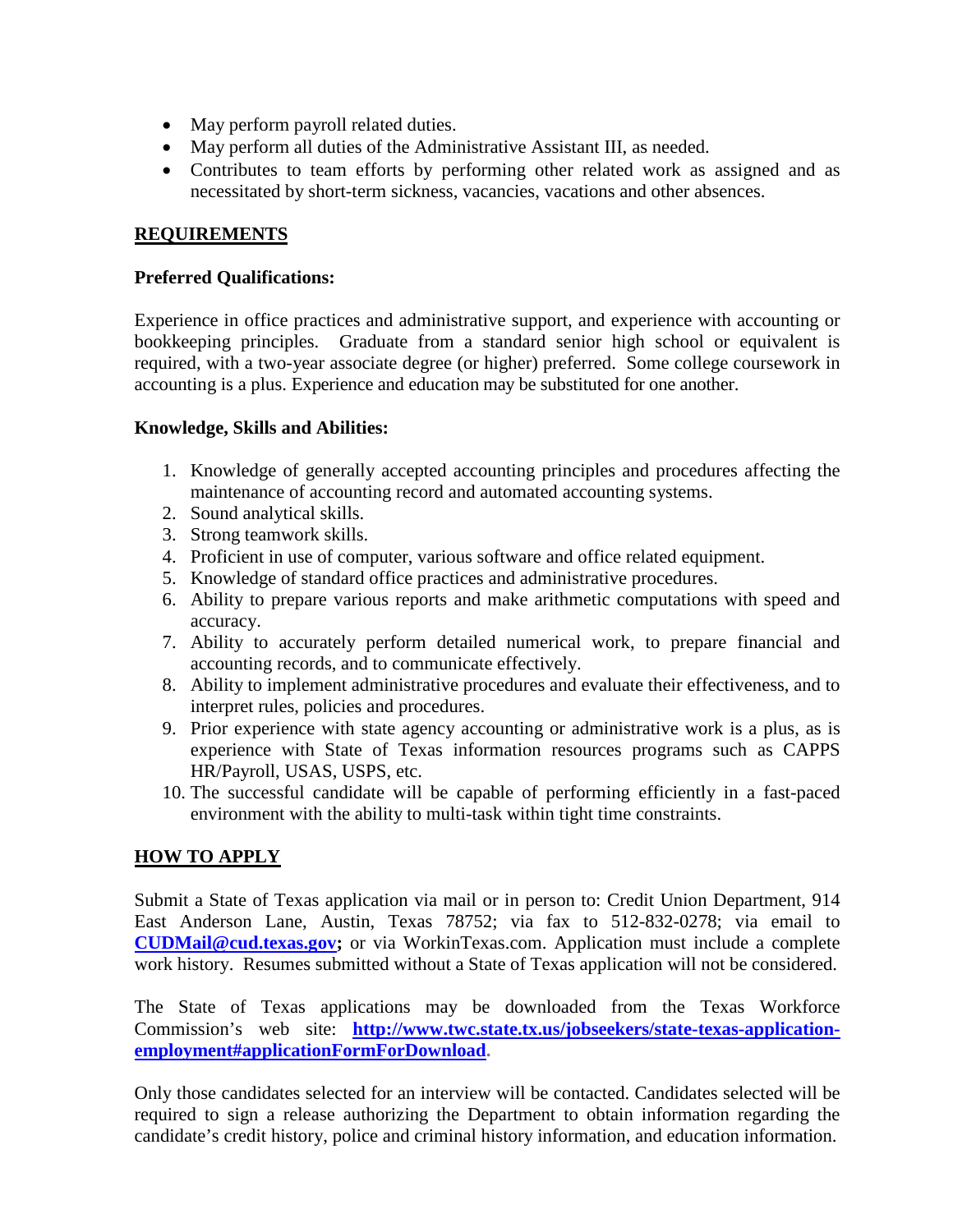- May perform payroll related duties.
- May perform all duties of the Administrative Assistant III, as needed.
- Contributes to team efforts by performing other related work as assigned and as necessitated by short-term sickness, vacancies, vacations and other absences.

## REQUIREMENTS

### Preferred Qualifications:

Experience in office practices and administrative support, and experience with accounting or bookkeeping principles. Graduate from a standard senior high school or equivalent is required, with a two-year associate degree (or higher) preferred. Some college coursework in accounting is a plus. Experience and education may be substituted for one another.

### Knowledge, Skills and Abilities:

1. Knowledge of generally accepted accounting principles and procedures affecting the maintenance of accounting record and automated accounting systems.
2. Sound analytical skills.
3. Strong teamwork skills.
4. Proficient in use of computer, various software and office related equipment.
5. Knowledge of standard office practices and administrative procedures.
6. Ability to prepare various reports and make arithmetic computations with speed and accuracy.
7. Ability to accurately perform detailed numerical work, to prepare financial and accounting records, and to communicate effectively.
8. Ability to implement administrative procedures and evaluate their effectiveness, and to interpret rules, policies and procedures.
9. Prior experience with state agency accounting or administrative work is a plus, as is experience with State of Texas information resources programs such as CAPPS HR/Payroll, USAS, USPS, etc.
10. The successful candidate will be capable of performing efficiently in a fast-paced environment with the ability to multi-task within tight time constraints.

## HOW TO APPLY

Submit a State of Texas application via mail or in person to: Credit Union Department, 914 East Anderson Lane, Austin, Texas 78752; via fax to 512-832-0278; via email to **CUDMail@cud.texas.gov;** or via WorkinTexas.com. Application must include a complete work history. Resumes submitted without a State of Texas application will not be considered.

The State of Texas applications may be downloaded from the Texas Workforce Commission's web site: **http://www.twc.state.tx.us/jobseekers/state-texas-application-employment#applicationFormForDownload.**

Only those candidates selected for an interview will be contacted. Candidates selected will be required to sign a release authorizing the Department to obtain information regarding the candidate's credit history, police and criminal history information, and education information.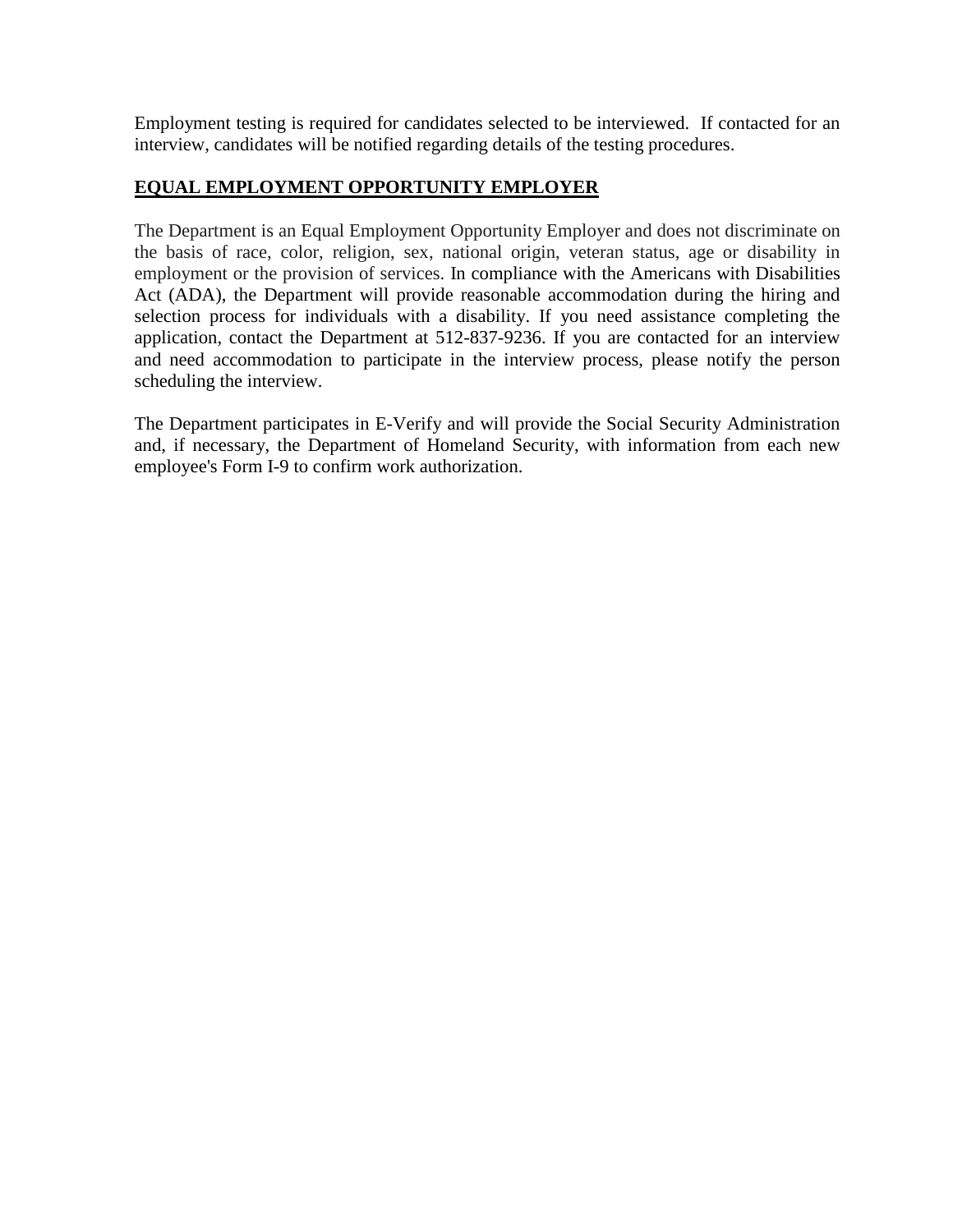Employment testing is required for candidates selected to be interviewed. If contacted for an interview, candidates will be notified regarding details of the testing procedures.

## EQUAL EMPLOYMENT OPPORTUNITY EMPLOYER

The Department is an Equal Employment Opportunity Employer and does not discriminate on the basis of race, color, religion, sex, national origin, veteran status, age or disability in employment or the provision of services. In compliance with the Americans with Disabilities Act (ADA), the Department will provide reasonable accommodation during the hiring and selection process for individuals with a disability. If you need assistance completing the application, contact the Department at 512-837-9236. If you are contacted for an interview and need accommodation to participate in the interview process, please notify the person scheduling the interview.

The Department participates in E-Verify and will provide the Social Security Administration and, if necessary, the Department of Homeland Security, with information from each new employee's Form I-9 to confirm work authorization.